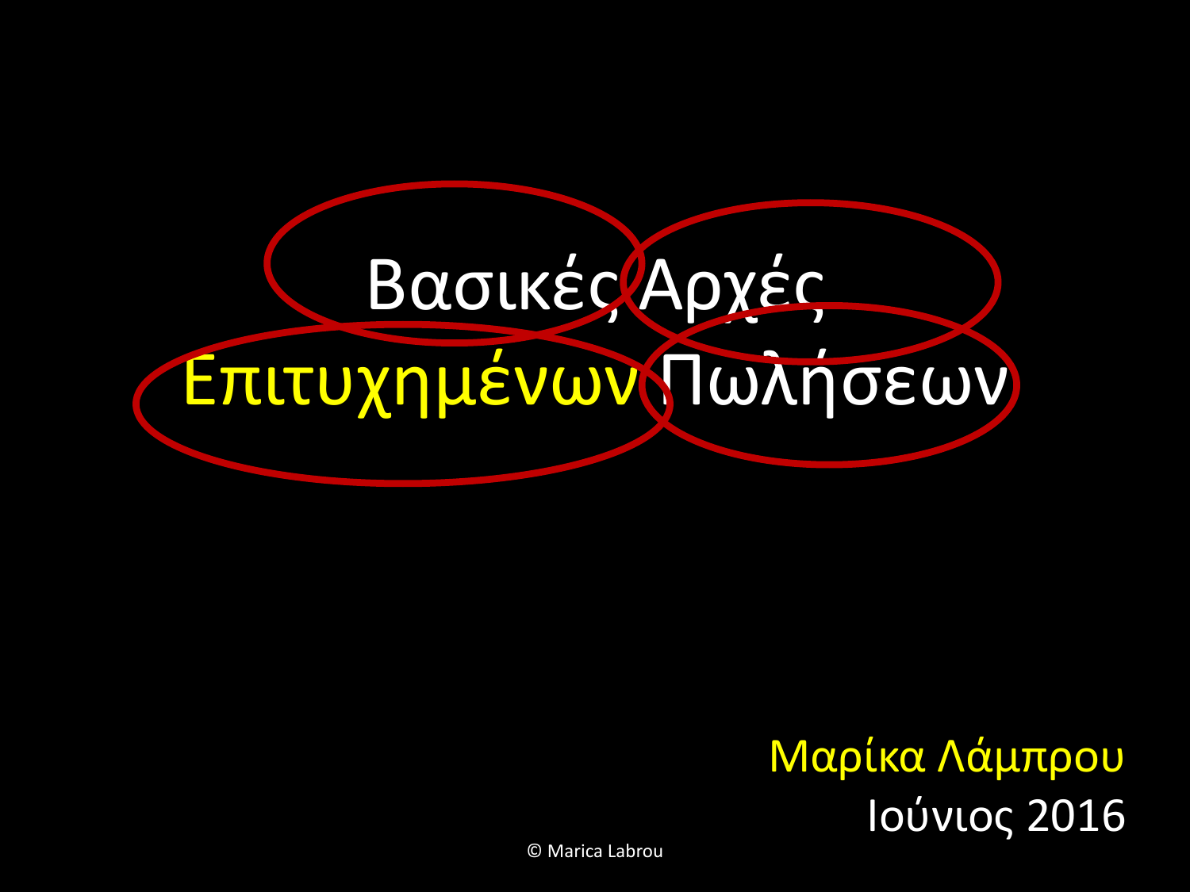# Βασικές Αρχές Επιτυχημένων Πωλήσεων

Μαρίκα Λάμπρου

Ιούνιος 2016

© Marica Labrou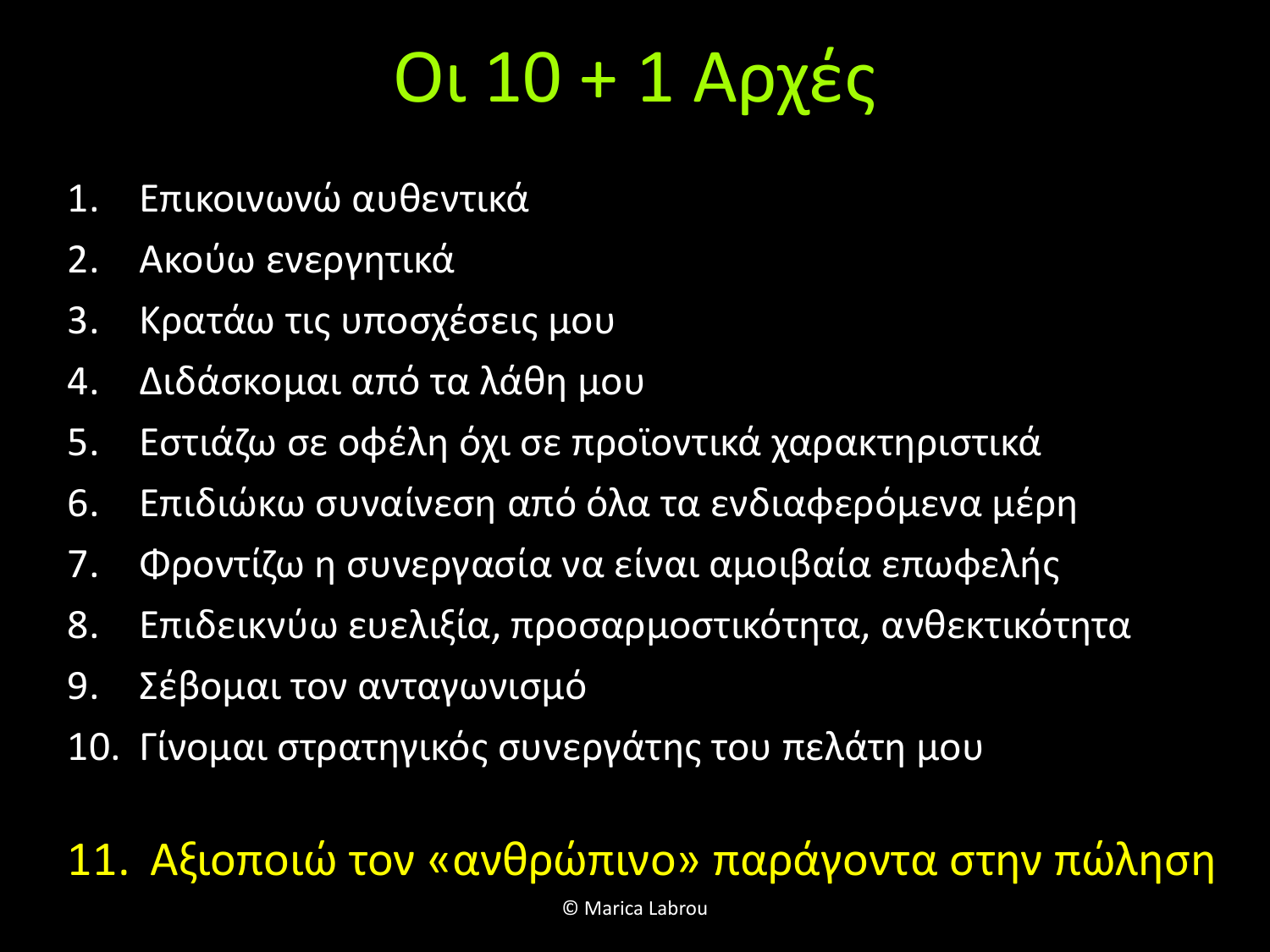# Οι 10 + 1 Αρχές

1. Επικοινωνώ αυθεντικά
2. Ακούω ενεργητικά
3. Κρατάω τις υποσχέσεις μου
4. Διδάσκομαι από τα λάθη μου
5. Εστιάζω σε οφέλη όχι σε προϊοντικά χαρακτηριστικά
6. Επιδιώκω συναίνεση από όλα τα ενδιαφερόμενα μέρη
7. Φροντίζω η συνεργασία να είναι αμοιβαία επωφελής
8. Επιδεικνύω ευελιξία, προσαρμοστικότητα, ανθεκτικότητα
9. Σέβομαι τον ανταγωνισμό
10. Γίνομαι στρατηγικός συνεργάτης του πελάτη μου

11. Αξιοποιώ τον «ανθρώπινο» παράγοντα στην πώληση

© Marica Labrou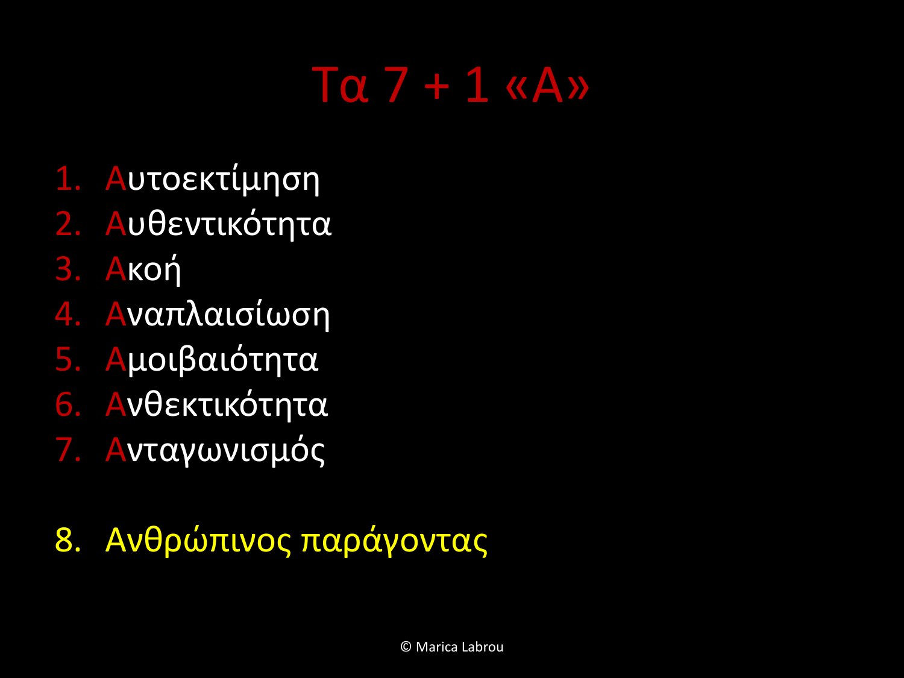# Τα 7 + 1 «Α»

1. Αυτοεκτίμηση
2. Αυθεντικότητα
3. Ακοή
4. Αναπλαισίωση
5. Αμοιβαιότητα
6. Ανθεκτικότητα
7. Ανταγωνισμός

8. Ανθρώπινος παράγοντας

© Marica Labrou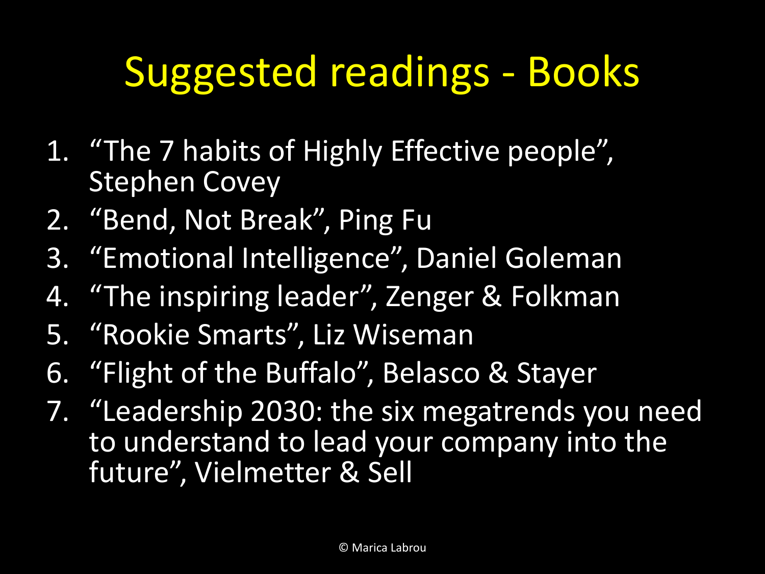# Suggested readings - Books

1. “The 7 habits of Highly Effective people”, Stephen Covey
2. “Bend, Not Break”, Ping Fu
3. “Emotional Intelligence”, Daniel Goleman
4. “The inspiring leader”, Zenger & Folkman
5. “Rookie Smarts”, Liz Wiseman
6. “Flight of the Buffalo”, Belasco & Stayer
7. “Leadership 2030: the six megatrends you need to understand to lead your company into the future”, Vielmetter & Sell

© Marica Labrou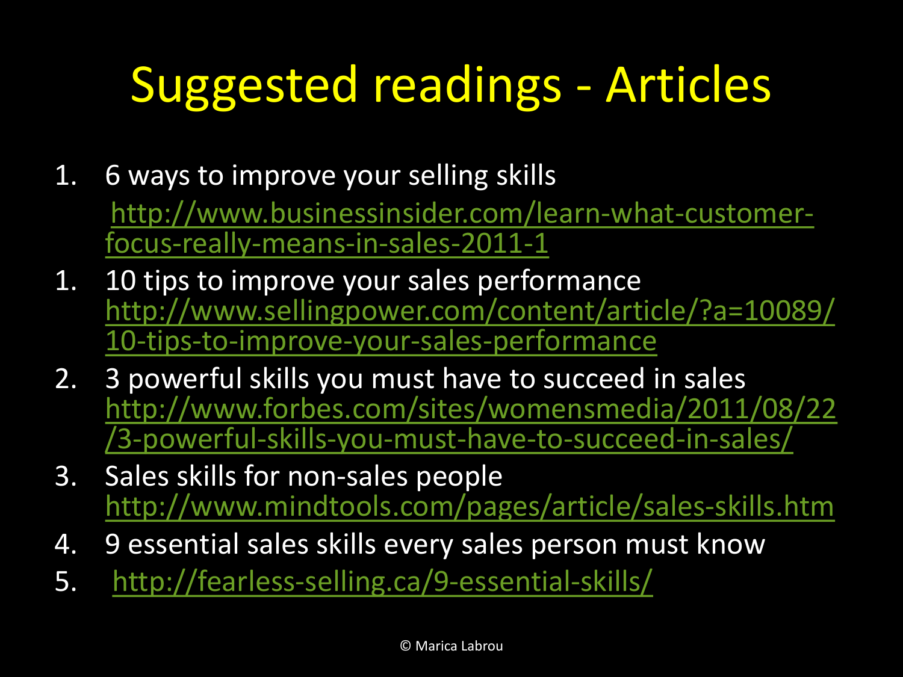# Suggested readings - Articles

1. 6 ways to improve your selling skills
   http://www.businessinsider.com/learn-what-customer-focus-really-means-in-sales-2011-1
1. 10 tips to improve your sales performance
   http://www.sellingpower.com/content/article/?a=10089/10-tips-to-improve-your-sales-performance
2. 3 powerful skills you must have to succeed in sales
   http://www.forbes.com/sites/womensmedia/2011/08/22/3-powerful-skills-you-must-have-to-succeed-in-sales/
3. Sales skills for non-sales people
   http://www.mindtools.com/pages/article/sales-skills.htm
4. 9 essential sales skills every sales person must know
5. http://fearless-selling.ca/9-essential-skills/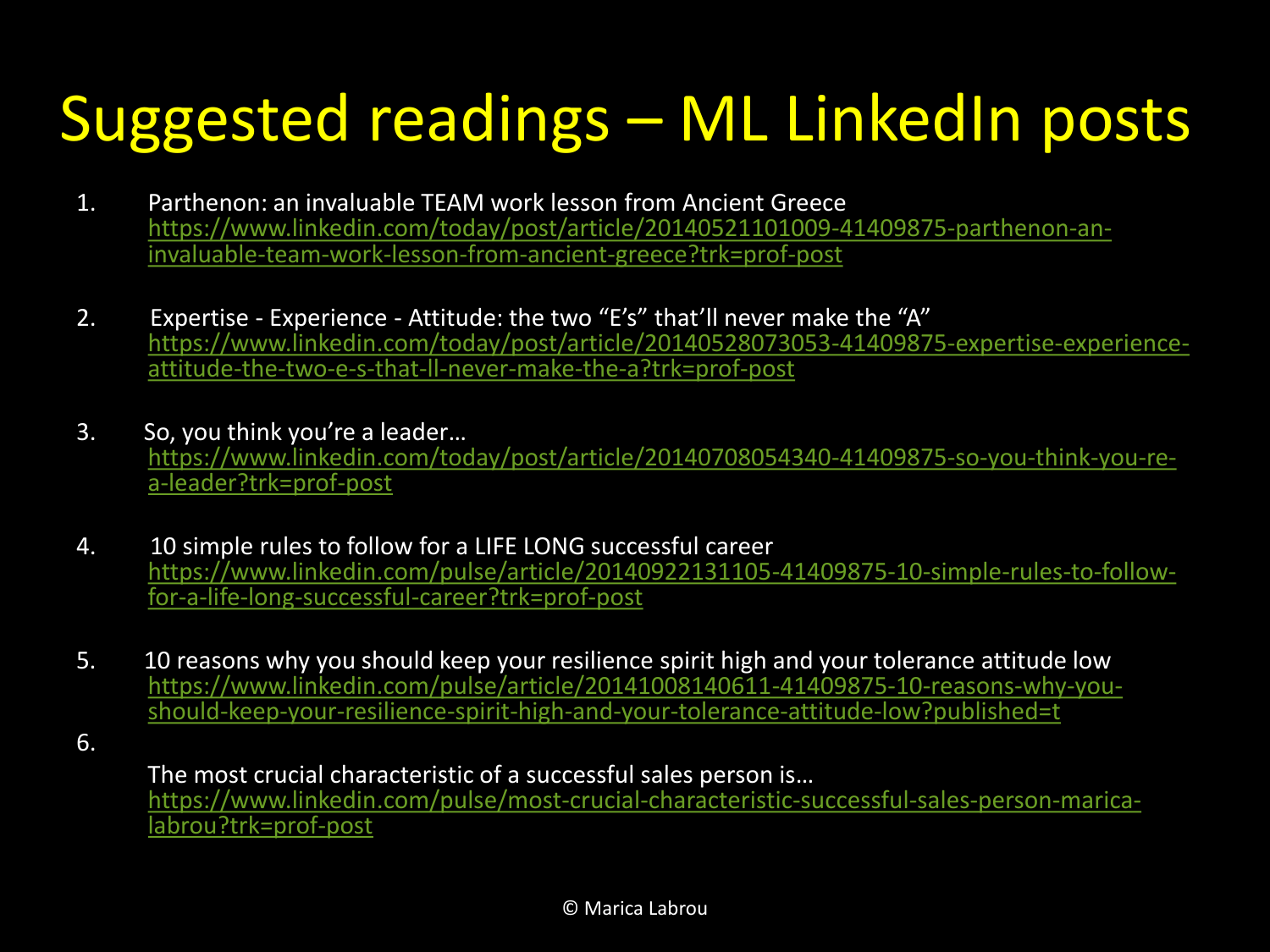# Suggested readings – ML LinkedIn posts

1. Parthenon: an invaluable TEAM work lesson from Ancient Greece
   https://www.linkedin.com/today/post/article/20140521101009-41409875-parthenon-an-invaluable-team-work-lesson-from-ancient-greece?trk=prof-post

2. Expertise - Experience - Attitude: the two "E's" that'll never make the "A"
   https://www.linkedin.com/today/post/article/20140528073053-41409875-expertise-experience-attitude-the-two-e-s-that-ll-never-make-the-a?trk=prof-post

3. So, you think you're a leader…
   https://www.linkedin.com/today/post/article/20140708054340-41409875-so-you-think-you-re-a-leader?trk=prof-post

4. 10 simple rules to follow for a LIFE LONG successful career
   https://www.linkedin.com/pulse/article/20140922131105-41409875-10-simple-rules-to-follow-for-a-life-long-successful-career?trk=prof-post

5. 10 reasons why you should keep your resilience spirit high and your tolerance attitude low
   https://www.linkedin.com/pulse/article/20141008140611-41409875-10-reasons-why-you-should-keep-your-resilience-spirit-high-and-your-tolerance-attitude-low?published=t

6. The most crucial characteristic of a successful sales person is…
   https://www.linkedin.com/pulse/most-crucial-characteristic-successful-sales-person-marica-labrou?trk=prof-post

© Marica Labrou